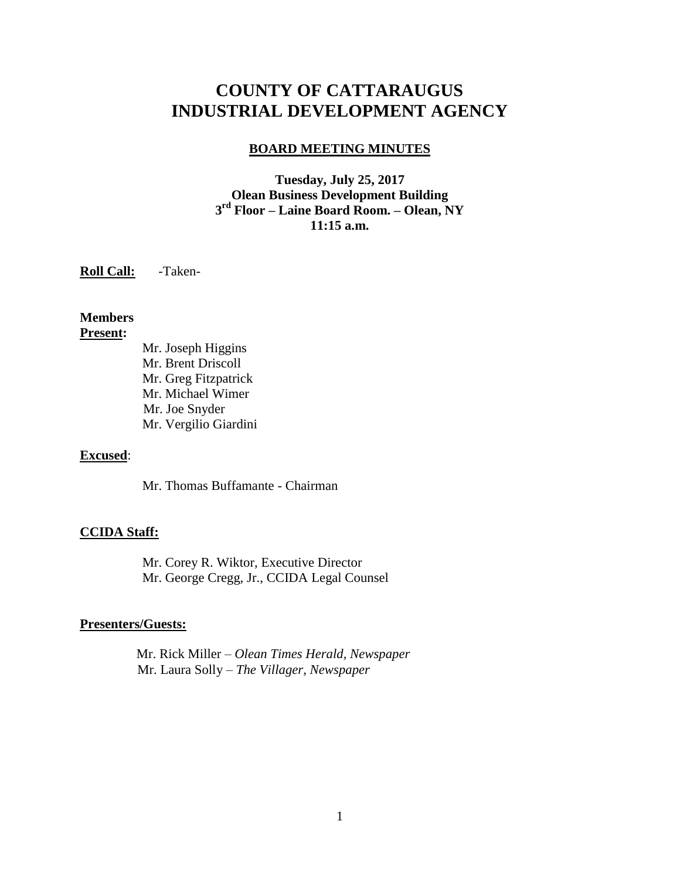# COUNTY OF CATTARAUGUS INDUSTRIAL DEVELOPMENT AGENCY

## BOARD MEETING MINUTES

**Tuesday, July 25, 2017**
**Olean Business Development Building**
**3rd Floor – Laine Board Room. – Olean, NY**
**11:15 a.m.**

**Roll Call:** -Taken-

**Members Present:**

Mr. Joseph Higgins
Mr. Brent Driscoll
Mr. Greg Fitzpatrick
Mr. Michael Wimer
Mr. Joe Snyder
Mr. Vergilio Giardini

**Excused**:

Mr. Thomas Buffamante - Chairman

**CCIDA Staff:**

Mr. Corey R. Wiktor, Executive Director
Mr. George Cregg, Jr., CCIDA Legal Counsel

**Presenters/Guests:**

Mr. Rick Miller – *Olean Times Herald, Newspaper*
Mr. Laura Solly – *The Villager, Newspaper*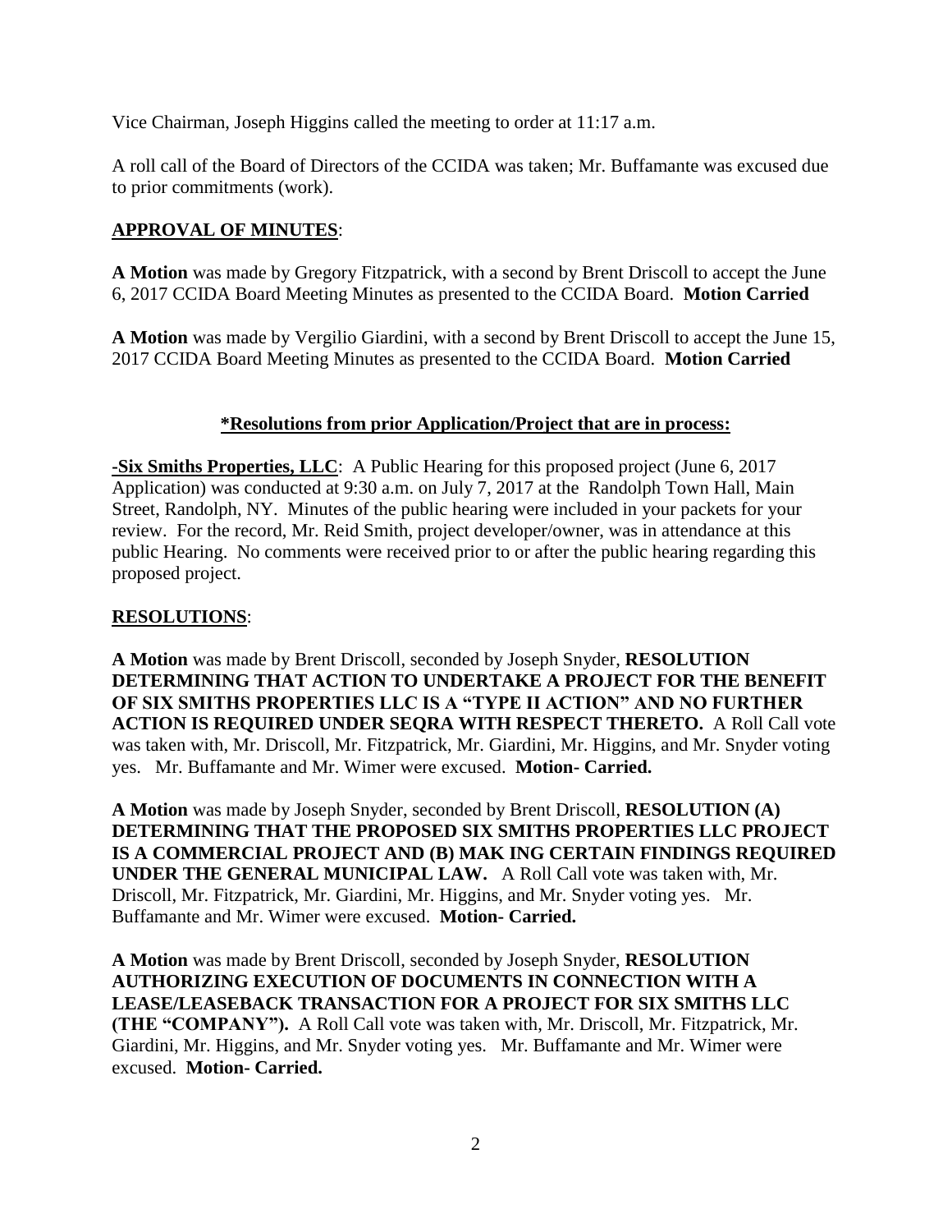Vice Chairman, Joseph Higgins called the meeting to order at 11:17 a.m.

A roll call of the Board of Directors of the CCIDA was taken; Mr. Buffamante was excused due to prior commitments (work).

## APPROVAL OF MINUTES:

**A Motion** was made by Gregory Fitzpatrick, with a second by Brent Driscoll to accept the June 6, 2017 CCIDA Board Meeting Minutes as presented to the CCIDA Board. **Motion Carried**

**A Motion** was made by Vergilio Giardini, with a second by Brent Driscoll to accept the June 15, 2017 CCIDA Board Meeting Minutes as presented to the CCIDA Board. **Motion Carried**

## *Resolutions from prior Application/Project that are in process:

**-Six Smiths Properties, LLC**: A Public Hearing for this proposed project (June 6, 2017 Application) was conducted at 9:30 a.m. on July 7, 2017 at the Randolph Town Hall, Main Street, Randolph, NY. Minutes of the public hearing were included in your packets for your review. For the record, Mr. Reid Smith, project developer/owner, was in attendance at this public Hearing. No comments were received prior to or after the public hearing regarding this proposed project.

## RESOLUTIONS:

**A Motion** was made by Brent Driscoll, seconded by Joseph Snyder, **RESOLUTION DETERMINING THAT ACTION TO UNDERTAKE A PROJECT FOR THE BENEFIT OF SIX SMITHS PROPERTIES LLC IS A "TYPE II ACTION" AND NO FURTHER ACTION IS REQUIRED UNDER SEQRA WITH RESPECT THERETO.** A Roll Call vote was taken with, Mr. Driscoll, Mr. Fitzpatrick, Mr. Giardini, Mr. Higgins, and Mr. Snyder voting yes. Mr. Buffamante and Mr. Wimer were excused. **Motion- Carried.**

**A Motion** was made by Joseph Snyder, seconded by Brent Driscoll, **RESOLUTION (A) DETERMINING THAT THE PROPOSED SIX SMITHS PROPERTIES LLC PROJECT IS A COMMERCIAL PROJECT AND (B) MAK ING CERTAIN FINDINGS REQUIRED UNDER THE GENERAL MUNICIPAL LAW.** A Roll Call vote was taken with, Mr. Driscoll, Mr. Fitzpatrick, Mr. Giardini, Mr. Higgins, and Mr. Snyder voting yes. Mr. Buffamante and Mr. Wimer were excused. **Motion- Carried.**

**A Motion** was made by Brent Driscoll, seconded by Joseph Snyder, **RESOLUTION AUTHORIZING EXECUTION OF DOCUMENTS IN CONNECTION WITH A LEASE/LEASEBACK TRANSACTION FOR A PROJECT FOR SIX SMITHS LLC (THE "COMPANY").** A Roll Call vote was taken with, Mr. Driscoll, Mr. Fitzpatrick, Mr. Giardini, Mr. Higgins, and Mr. Snyder voting yes. Mr. Buffamante and Mr. Wimer were excused. **Motion- Carried.**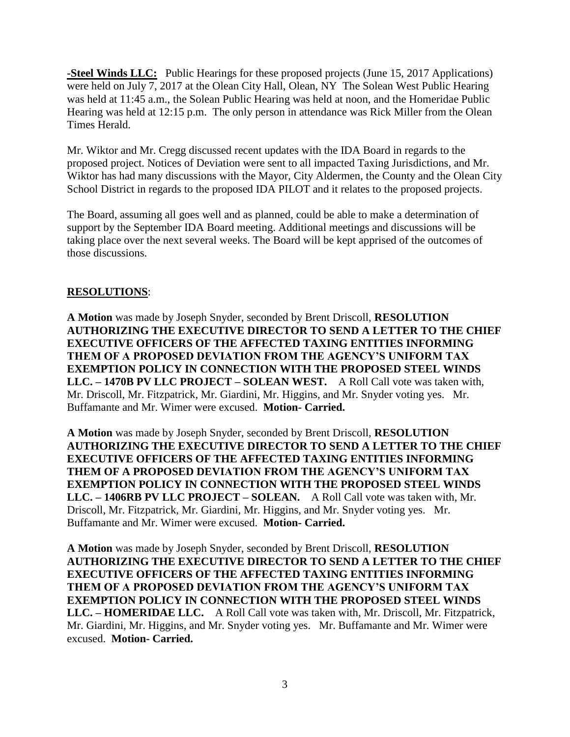**-Steel Winds LLC:** Public Hearings for these proposed projects (June 15, 2017 Applications) were held on July 7, 2017 at the Olean City Hall, Olean, NY The Solean West Public Hearing was held at 11:45 a.m., the Solean Public Hearing was held at noon, and the Homeridae Public Hearing was held at 12:15 p.m. The only person in attendance was Rick Miller from the Olean Times Herald.

Mr. Wiktor and Mr. Cregg discussed recent updates with the IDA Board in regards to the proposed project. Notices of Deviation were sent to all impacted Taxing Jurisdictions, and Mr. Wiktor has had many discussions with the Mayor, City Aldermen, the County and the Olean City School District in regards to the proposed IDA PILOT and it relates to the proposed projects.

The Board, assuming all goes well and as planned, could be able to make a determination of support by the September IDA Board meeting. Additional meetings and discussions will be taking place over the next several weeks. The Board will be kept apprised of the outcomes of those discussions.

## RESOLUTIONS:

**A Motion** was made by Joseph Snyder, seconded by Brent Driscoll, **RESOLUTION AUTHORIZING THE EXECUTIVE DIRECTOR TO SEND A LETTER TO THE CHIEF EXECUTIVE OFFICERS OF THE AFFECTED TAXING ENTITIES INFORMING THEM OF A PROPOSED DEVIATION FROM THE AGENCY'S UNIFORM TAX EXEMPTION POLICY IN CONNECTION WITH THE PROPOSED STEEL WINDS LLC. – 1470B PV LLC PROJECT – SOLEAN WEST.** A Roll Call vote was taken with, Mr. Driscoll, Mr. Fitzpatrick, Mr. Giardini, Mr. Higgins, and Mr. Snyder voting yes. Mr. Buffamante and Mr. Wimer were excused. **Motion- Carried.**

**A Motion** was made by Joseph Snyder, seconded by Brent Driscoll, **RESOLUTION AUTHORIZING THE EXECUTIVE DIRECTOR TO SEND A LETTER TO THE CHIEF EXECUTIVE OFFICERS OF THE AFFECTED TAXING ENTITIES INFORMING THEM OF A PROPOSED DEVIATION FROM THE AGENCY'S UNIFORM TAX EXEMPTION POLICY IN CONNECTION WITH THE PROPOSED STEEL WINDS LLC. – 1406RB PV LLC PROJECT – SOLEAN.** A Roll Call vote was taken with, Mr. Driscoll, Mr. Fitzpatrick, Mr. Giardini, Mr. Higgins, and Mr. Snyder voting yes. Mr. Buffamante and Mr. Wimer were excused. **Motion- Carried.**

**A Motion** was made by Joseph Snyder, seconded by Brent Driscoll, **RESOLUTION AUTHORIZING THE EXECUTIVE DIRECTOR TO SEND A LETTER TO THE CHIEF EXECUTIVE OFFICERS OF THE AFFECTED TAXING ENTITIES INFORMING THEM OF A PROPOSED DEVIATION FROM THE AGENCY'S UNIFORM TAX EXEMPTION POLICY IN CONNECTION WITH THE PROPOSED STEEL WINDS LLC. – HOMERIDAE LLC.** A Roll Call vote was taken with, Mr. Driscoll, Mr. Fitzpatrick, Mr. Giardini, Mr. Higgins, and Mr. Snyder voting yes. Mr. Buffamante and Mr. Wimer were excused. **Motion- Carried.**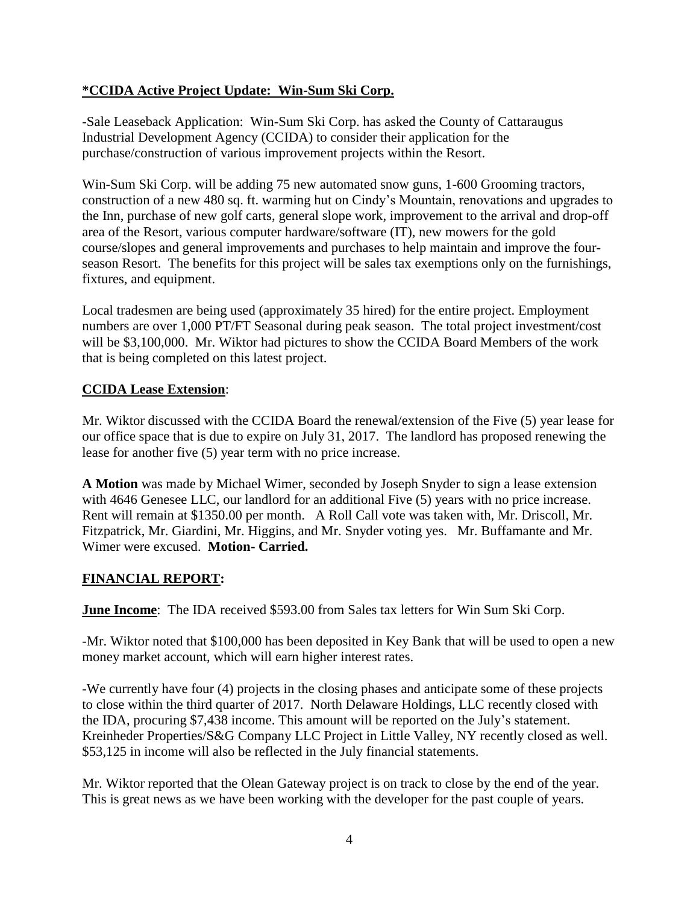**\*CCIDA Active Project Update: Win-Sum Ski Corp.**

-Sale Leaseback Application: Win-Sum Ski Corp. has asked the County of Cattaraugus Industrial Development Agency (CCIDA) to consider their application for the purchase/construction of various improvement projects within the Resort.

Win-Sum Ski Corp. will be adding 75 new automated snow guns, 1-600 Grooming tractors, construction of a new 480 sq. ft. warming hut on Cindy's Mountain, renovations and upgrades to the Inn, purchase of new golf carts, general slope work, improvement to the arrival and drop-off area of the Resort, various computer hardware/software (IT), new mowers for the gold course/slopes and general improvements and purchases to help maintain and improve the four-season Resort. The benefits for this project will be sales tax exemptions only on the furnishings, fixtures, and equipment.

Local tradesmen are being used (approximately 35 hired) for the entire project. Employment numbers are over 1,000 PT/FT Seasonal during peak season. The total project investment/cost will be $3,100,000. Mr. Wiktor had pictures to show the CCIDA Board Members of the work that is being completed on this latest project.

**CCIDA Lease Extension**:

Mr. Wiktor discussed with the CCIDA Board the renewal/extension of the Five (5) year lease for our office space that is due to expire on July 31, 2017. The landlord has proposed renewing the lease for another five (5) year term with no price increase.

**A Motion** was made by Michael Wimer, seconded by Joseph Snyder to sign a lease extension with 4646 Genesee LLC, our landlord for an additional Five (5) years with no price increase. Rent will remain at $1350.00 per month. A Roll Call vote was taken with, Mr. Driscoll, Mr. Fitzpatrick, Mr. Giardini, Mr. Higgins, and Mr. Snyder voting yes. Mr. Buffamante and Mr. Wimer were excused. **Motion- Carried.**

**FINANCIAL REPORT:**

**June Income**: The IDA received $593.00 from Sales tax letters for Win Sum Ski Corp.

-Mr. Wiktor noted that $100,000 has been deposited in Key Bank that will be used to open a new money market account, which will earn higher interest rates.

-We currently have four (4) projects in the closing phases and anticipate some of these projects to close within the third quarter of 2017. North Delaware Holdings, LLC recently closed with the IDA, procuring $7,438 income. This amount will be reported on the July's statement. Kreinheder Properties/S&G Company LLC Project in Little Valley, NY recently closed as well. $53,125 in income will also be reflected in the July financial statements.

Mr. Wiktor reported that the Olean Gateway project is on track to close by the end of the year. This is great news as we have been working with the developer for the past couple of years.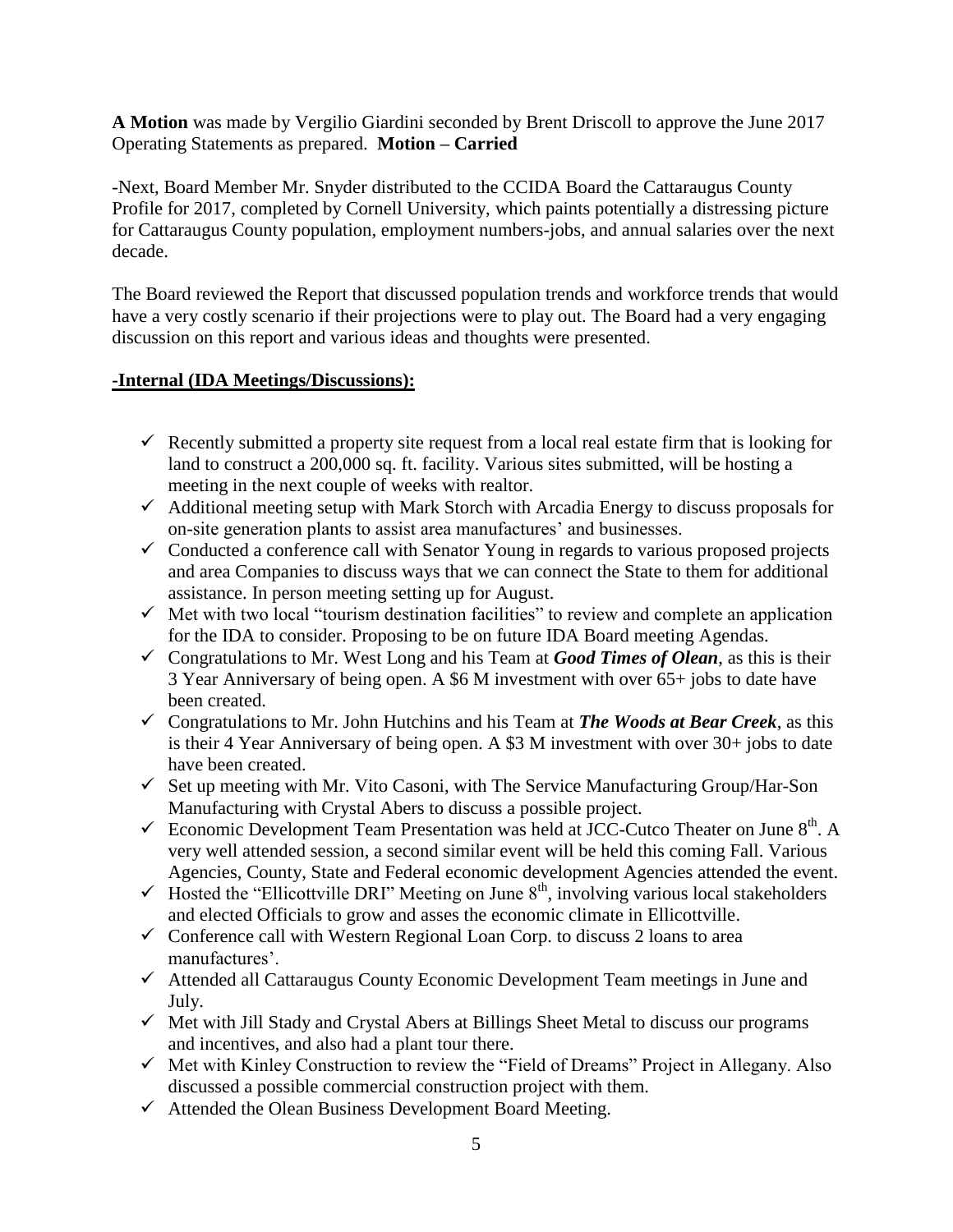**A Motion** was made by Vergilio Giardini seconded by Brent Driscoll to approve the June 2017 Operating Statements as prepared. **Motion – Carried**

-Next, Board Member Mr. Snyder distributed to the CCIDA Board the Cattaraugus County Profile for 2017, completed by Cornell University, which paints potentially a distressing picture for Cattaraugus County population, employment numbers-jobs, and annual salaries over the next decade.

The Board reviewed the Report that discussed population trends and workforce trends that would have a very costly scenario if their projections were to play out. The Board had a very engaging discussion on this report and various ideas and thoughts were presented.

**-Internal (IDA Meetings/Discussions):**

- ✓ Recently submitted a property site request from a local real estate firm that is looking for land to construct a 200,000 sq. ft. facility. Various sites submitted, will be hosting a meeting in the next couple of weeks with realtor.
- ✓ Additional meeting setup with Mark Storch with Arcadia Energy to discuss proposals for on-site generation plants to assist area manufactures' and businesses.
- ✓ Conducted a conference call with Senator Young in regards to various proposed projects and area Companies to discuss ways that we can connect the State to them for additional assistance. In person meeting setting up for August.
- ✓ Met with two local "tourism destination facilities" to review and complete an application for the IDA to consider. Proposing to be on future IDA Board meeting Agendas.
- ✓ Congratulations to Mr. West Long and his Team at ***Good Times of Olean***, as this is their 3 Year Anniversary of being open. A $6 M investment with over 65+ jobs to date have been created.
- ✓ Congratulations to Mr. John Hutchins and his Team at ***The Woods at Bear Creek***, as this is their 4 Year Anniversary of being open. A $3 M investment with over 30+ jobs to date have been created.
- ✓ Set up meeting with Mr. Vito Casoni, with The Service Manufacturing Group/Har-Son Manufacturing with Crystal Abers to discuss a possible project.
- ✓ Economic Development Team Presentation was held at JCC-Cutco Theater on June 8th. A very well attended session, a second similar event will be held this coming Fall. Various Agencies, County, State and Federal economic development Agencies attended the event.
- ✓ Hosted the "Ellicottville DRI" Meeting on June 8th, involving various local stakeholders and elected Officials to grow and asses the economic climate in Ellicottville.
- ✓ Conference call with Western Regional Loan Corp. to discuss 2 loans to area manufactures'.
- ✓ Attended all Cattaraugus County Economic Development Team meetings in June and July.
- ✓ Met with Jill Stady and Crystal Abers at Billings Sheet Metal to discuss our programs and incentives, and also had a plant tour there.
- ✓ Met with Kinley Construction to review the "Field of Dreams" Project in Allegany. Also discussed a possible commercial construction project with them.
- ✓ Attended the Olean Business Development Board Meeting.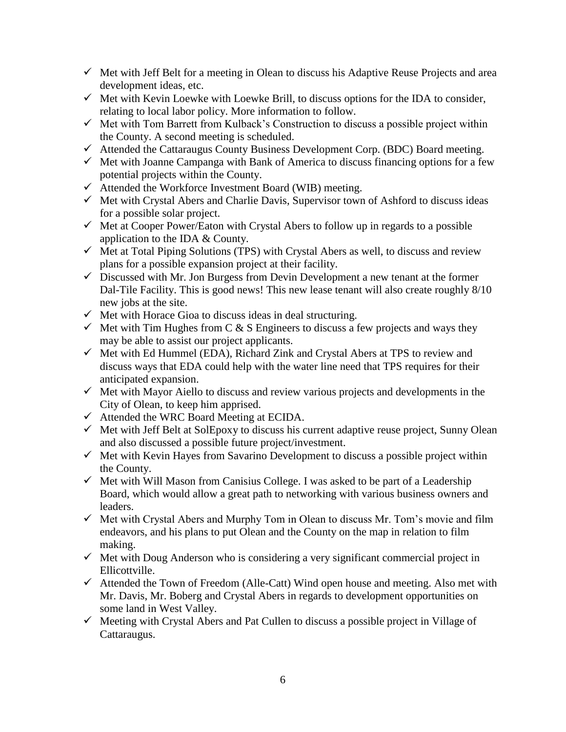- ✓ Met with Jeff Belt for a meeting in Olean to discuss his Adaptive Reuse Projects and area development ideas, etc.
- ✓ Met with Kevin Loewke with Loewke Brill, to discuss options for the IDA to consider, relating to local labor policy. More information to follow.
- ✓ Met with Tom Barrett from Kulback's Construction to discuss a possible project within the County. A second meeting is scheduled.
- ✓ Attended the Cattaraugus County Business Development Corp. (BDC) Board meeting.
- ✓ Met with Joanne Campanga with Bank of America to discuss financing options for a few potential projects within the County.
- ✓ Attended the Workforce Investment Board (WIB) meeting.
- ✓ Met with Crystal Abers and Charlie Davis, Supervisor town of Ashford to discuss ideas for a possible solar project.
- ✓ Met at Cooper Power/Eaton with Crystal Abers to follow up in regards to a possible application to the IDA & County.
- ✓ Met at Total Piping Solutions (TPS) with Crystal Abers as well, to discuss and review plans for a possible expansion project at their facility.
- ✓ Discussed with Mr. Jon Burgess from Devin Development a new tenant at the former Dal-Tile Facility. This is good news! This new lease tenant will also create roughly 8/10 new jobs at the site.
- ✓ Met with Horace Gioa to discuss ideas in deal structuring.
- ✓ Met with Tim Hughes from C & S Engineers to discuss a few projects and ways they may be able to assist our project applicants.
- ✓ Met with Ed Hummel (EDA), Richard Zink and Crystal Abers at TPS to review and discuss ways that EDA could help with the water line need that TPS requires for their anticipated expansion.
- ✓ Met with Mayor Aiello to discuss and review various projects and developments in the City of Olean, to keep him apprised.
- ✓ Attended the WRC Board Meeting at ECIDA.
- ✓ Met with Jeff Belt at SolEpoxy to discuss his current adaptive reuse project, Sunny Olean and also discussed a possible future project/investment.
- ✓ Met with Kevin Hayes from Savarino Development to discuss a possible project within the County.
- ✓ Met with Will Mason from Canisius College. I was asked to be part of a Leadership Board, which would allow a great path to networking with various business owners and leaders.
- ✓ Met with Crystal Abers and Murphy Tom in Olean to discuss Mr. Tom's movie and film endeavors, and his plans to put Olean and the County on the map in relation to film making.
- ✓ Met with Doug Anderson who is considering a very significant commercial project in Ellicottville.
- ✓ Attended the Town of Freedom (Alle-Catt) Wind open house and meeting. Also met with Mr. Davis, Mr. Boberg and Crystal Abers in regards to development opportunities on some land in West Valley.
- ✓ Meeting with Crystal Abers and Pat Cullen to discuss a possible project in Village of Cattaraugus.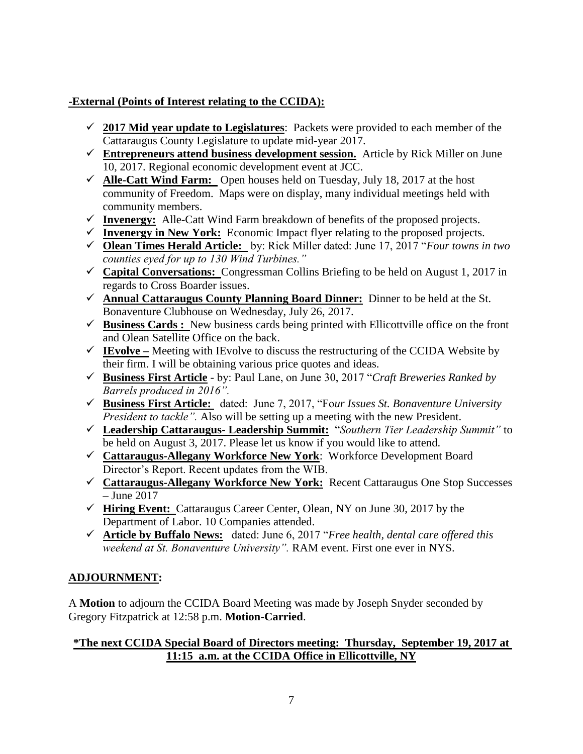**-External (Points of Interest relating to the CCIDA):**

- ✓ **2017 Mid year update to Legislatures**: Packets were provided to each member of the Cattaraugus County Legislature to update mid-year 2017.
- ✓ **Entrepreneurs attend business development session.** Article by Rick Miller on June 10, 2017. Regional economic development event at JCC.
- ✓ **Alle-Catt Wind Farm:** Open houses held on Tuesday, July 18, 2017 at the host community of Freedom. Maps were on display, many individual meetings held with community members.
- ✓ **Invenergy:** Alle-Catt Wind Farm breakdown of benefits of the proposed projects.
- ✓ **Invenergy in New York:** Economic Impact flyer relating to the proposed projects.
- ✓ **Olean Times Herald Article:** by: Rick Miller dated: June 17, 2017 "*Four towns in two counties eyed for up to 130 Wind Turbines.*"
- ✓ **Capital Conversations:** Congressman Collins Briefing to be held on August 1, 2017 in regards to Cross Boarder issues.
- ✓ **Annual Cattaraugus County Planning Board Dinner:** Dinner to be held at the St. Bonaventure Clubhouse on Wednesday, July 26, 2017.
- ✓ **Business Cards :** New business cards being printed with Ellicottville office on the front and Olean Satellite Office on the back.
- ✓ **IEvolve –** Meeting with IEvolve to discuss the restructuring of the CCIDA Website by their firm. I will be obtaining various price quotes and ideas.
- ✓ **Business First Article** - by: Paul Lane, on June 30, 2017 "*Craft Breweries Ranked by Barrels produced in 2016*".
- ✓ **Business First Article:** dated: June 7, 2017, "F*our Issues St. Bonaventure University President to tackle*". Also will be setting up a meeting with the new President.
- ✓ **Leadership Cattaraugus- Leadership Summit:** "*Southern Tier Leadership Summit*" to be held on August 3, 2017. Please let us know if you would like to attend.
- ✓ **Cattaraugus-Allegany Workforce New York**: Workforce Development Board Director's Report. Recent updates from the WIB.
- ✓ **Cattaraugus-Allegany Workforce New York:** Recent Cattaraugus One Stop Successes – June 2017
- ✓ **Hiring Event:** Cattaraugus Career Center, Olean, NY on June 30, 2017 by the Department of Labor. 10 Companies attended.
- ✓ **Article by Buffalo News:** dated: June 6, 2017 "*Free health, dental care offered this weekend at St. Bonaventure University*". RAM event. First one ever in NYS.

**ADJOURNMENT:**

A **Motion** to adjourn the CCIDA Board Meeting was made by Joseph Snyder seconded by Gregory Fitzpatrick at 12:58 p.m. **Motion-Carried**.

**\*The next CCIDA Special Board of Directors meeting: Thursday, September 19, 2017 at 11:15 a.m. at the CCIDA Office in Ellicottville, NY**